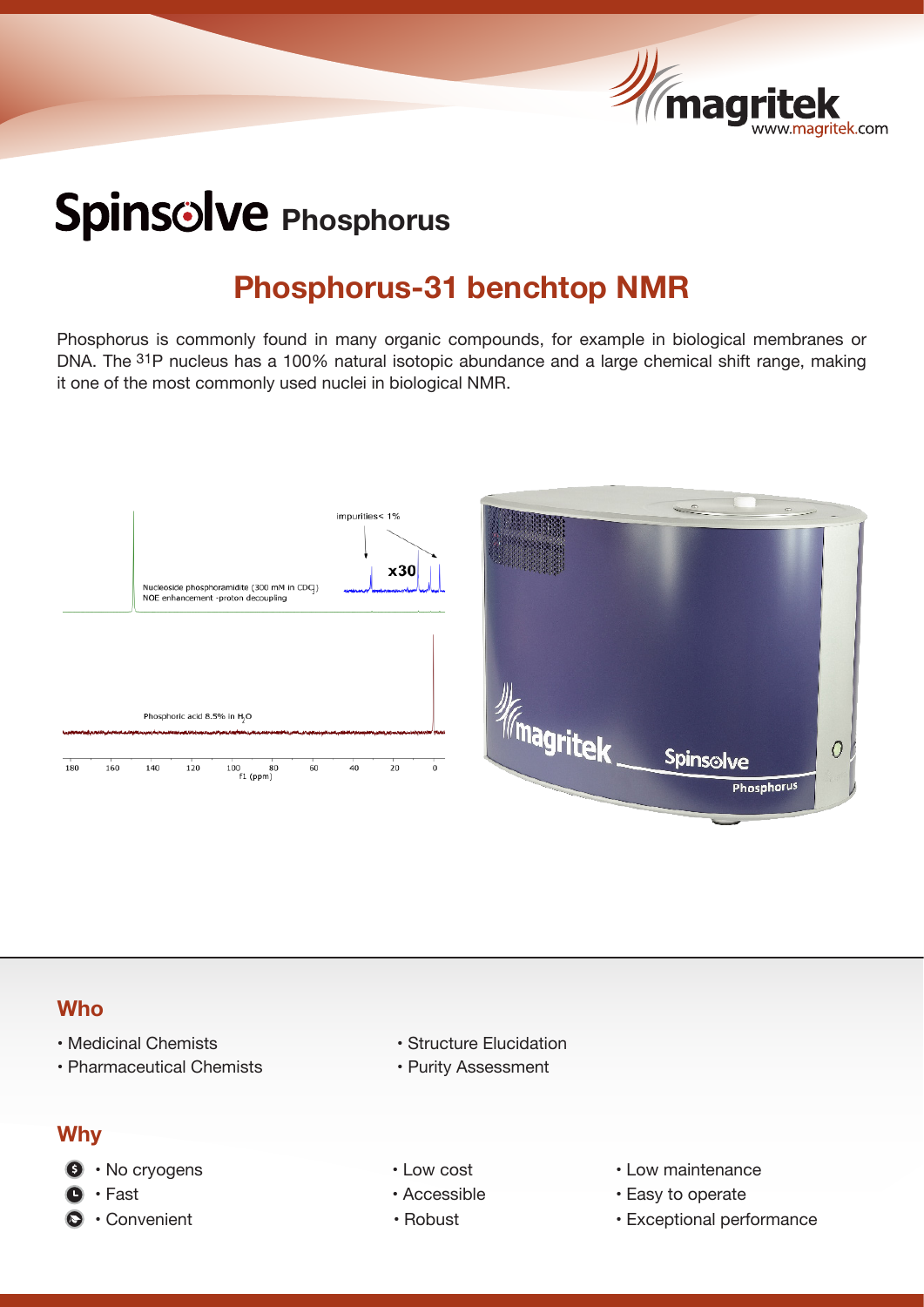# Spinsolve Phosphorus

## Phosphorus-31 benchtop NMR

Phosphorus is commonly found in many organic compounds, for example in biological membranes or DNA. The $^{31}P$ nucleus has a 100% natural isotopic abundance and a large chemical shift range, making it one of the most commonly used nuclei in biological NMR.

impurities< 1%

x30

Nucleoside phosphoramidite (300 mM in $CDCl_3$)
NOE enhancement -proton decoupling

Phosphoric acid 8.5% in $H_2O$

180 160 140 120 100 80 60 40 20 0
f1 (ppm)

### Who

- Medicinal Chemists
- Pharmaceutical Chemists
- Structure Elucidation
- Purity Assessment

### Why

- No cryogens
- Fast
- Convenient
- Low cost
- Accessible
- Robust
- Low maintenance
- Easy to operate
- Exceptional performance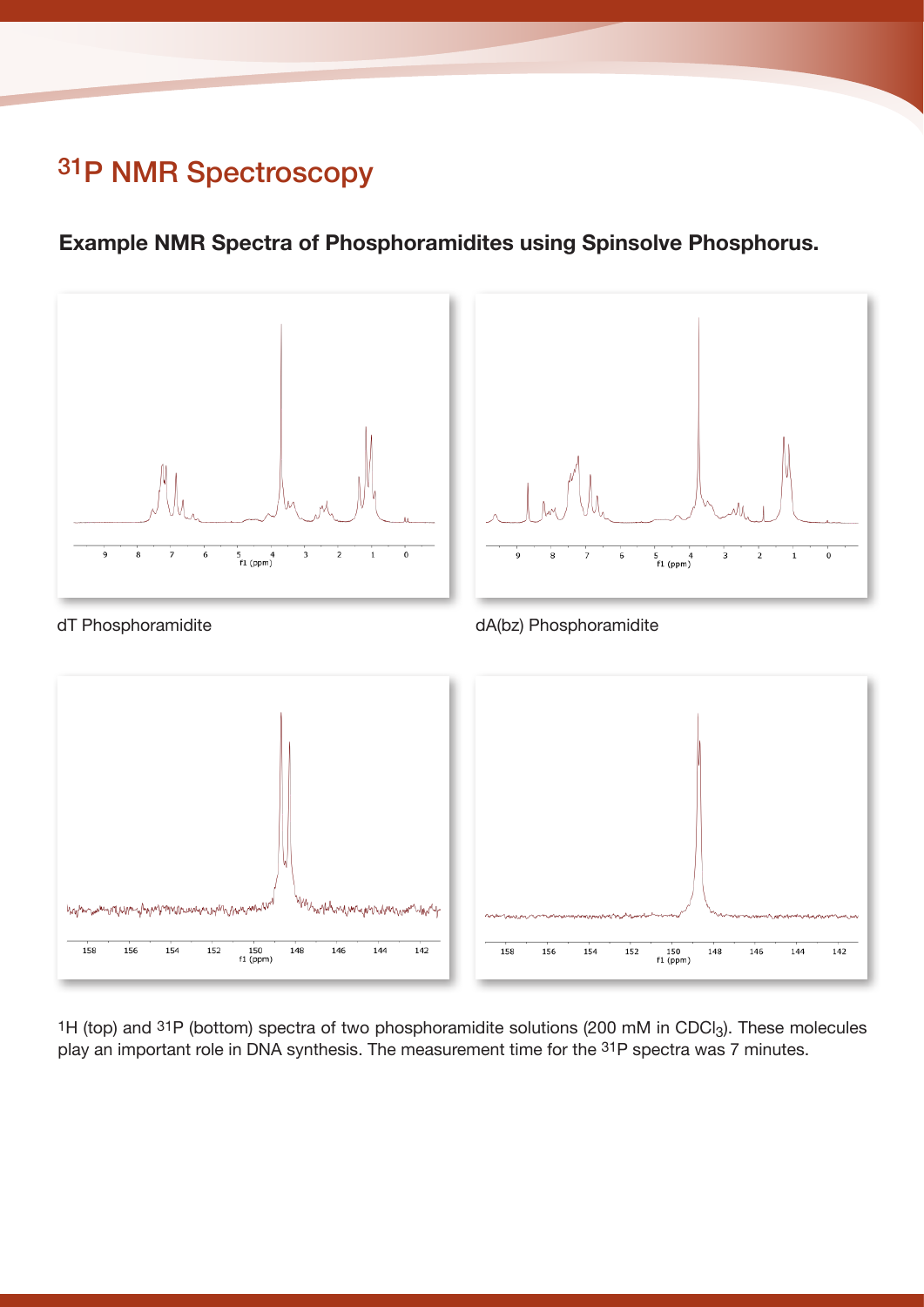# $^{31}P$ NMR Spectroscopy

**Example NMR Spectra of Phosphoramidites using Spinsolve Phosphorus.**

dT Phosphoramidite

dA(bz) Phosphoramidite

$^{1}H$ (top) and $^{31}P$ (bottom) spectra of two phosphoramidite solutions (200 mM in $CDCl_3$). These molecules play an important role in DNA synthesis. The measurement time for the $^{31}P$ spectra was 7 minutes.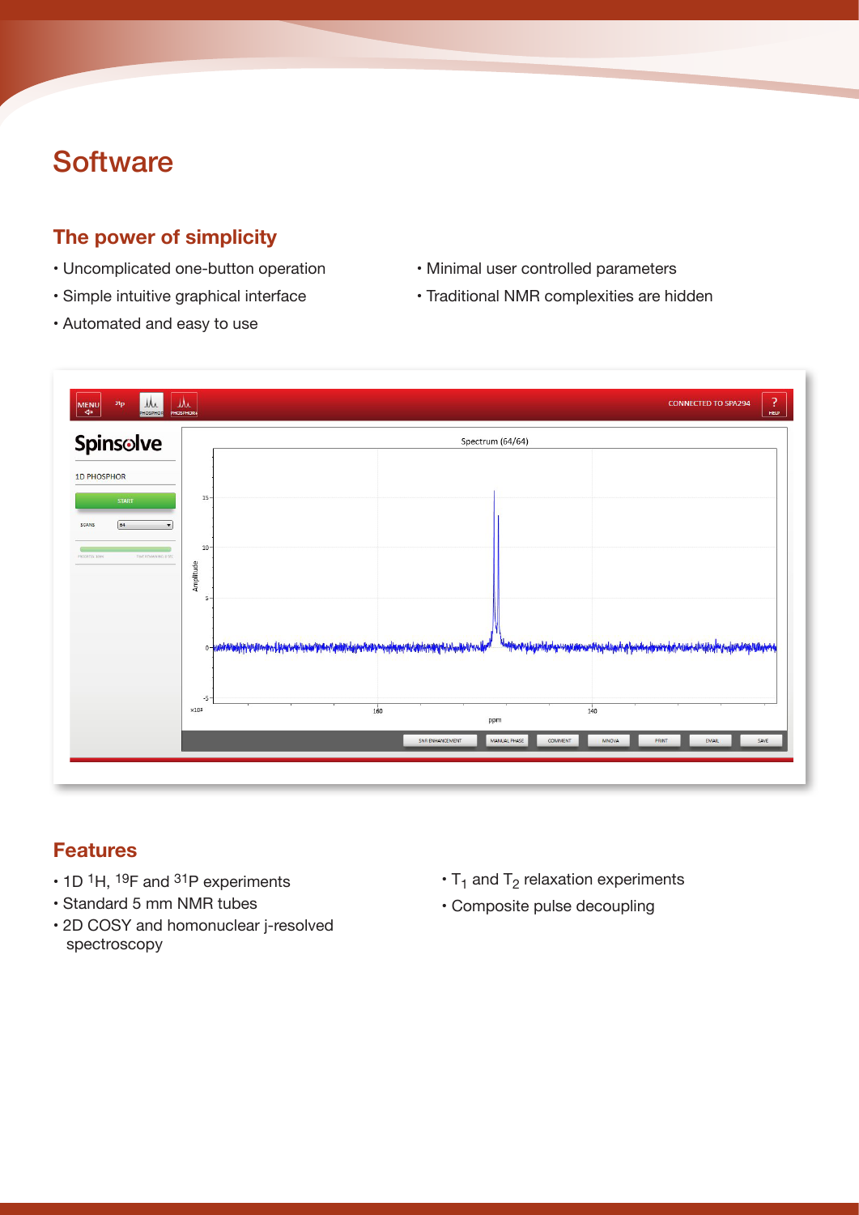# Software

## The power of simplicity

- Uncomplicated one-button operation
- Simple intuitive graphical interface
- Automated and easy to use
- Minimal user controlled parameters
- Traditional NMR complexities are hidden

## Features

- 1D $^{1}H$, $^{19}F$ and $^{31}P$ experiments
- Standard 5 mm NMR tubes
- 2D COSY and homonuclear j-resolved spectroscopy
- $T_1$ and $T_2$ relaxation experiments
- Composite pulse decoupling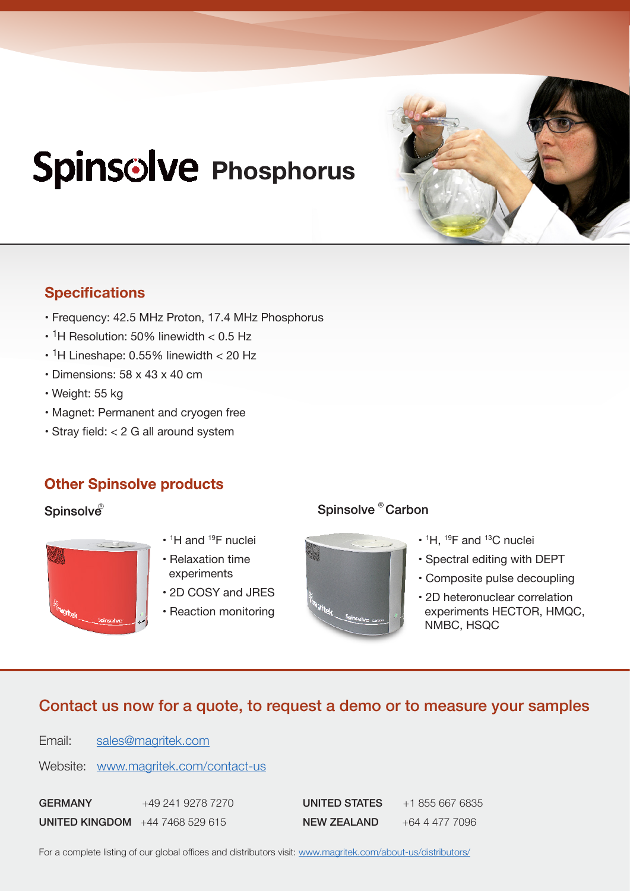# Spinsolve Phosphorus

## Specifications

- Frequency: 42.5 MHz Proton, 17.4 MHz Phosphorus
- $^{1}H$ Resolution: 50% linewidth < 0.5 Hz
- $^{1}H$ Lineshape: 0.55% linewidth < 20 Hz
- Dimensions: 58 x 43 x 40 cm
- Weight: 55 kg
- Magnet: Permanent and cryogen free
- Stray field: < 2 G all around system

## Other Spinsolve products

### Spinsolve®

- $^{1}H$ and $^{19}F$ nuclei
- Relaxation time experiments
- 2D COSY and JRES
- Reaction monitoring

### Spinsolve® Carbon

- $^{1}H$, $^{19}F$ and $^{13}C$ nuclei
- Spectral editing with DEPT
- Composite pulse decoupling
- 2D heteronuclear correlation experiments HECTOR, HMQC, NMBC, HSQC

## Contact us now for a quote, to request a demo or to measure your samples

Email: sales@magritek.com

Website: www.magritek.com/contact-us

| | | | |
|---|---|---|---|
| **GERMANY** | +49 241 9278 7270 | **UNITED STATES** | +1 855 667 6835 |
| **UNITED KINGDOM** | +44 7468 529 615 | **NEW ZEALAND** | +64 4 477 7096 |

For a complete listing of our global offices and distributors visit: www.magritek.com/about-us/distributors/